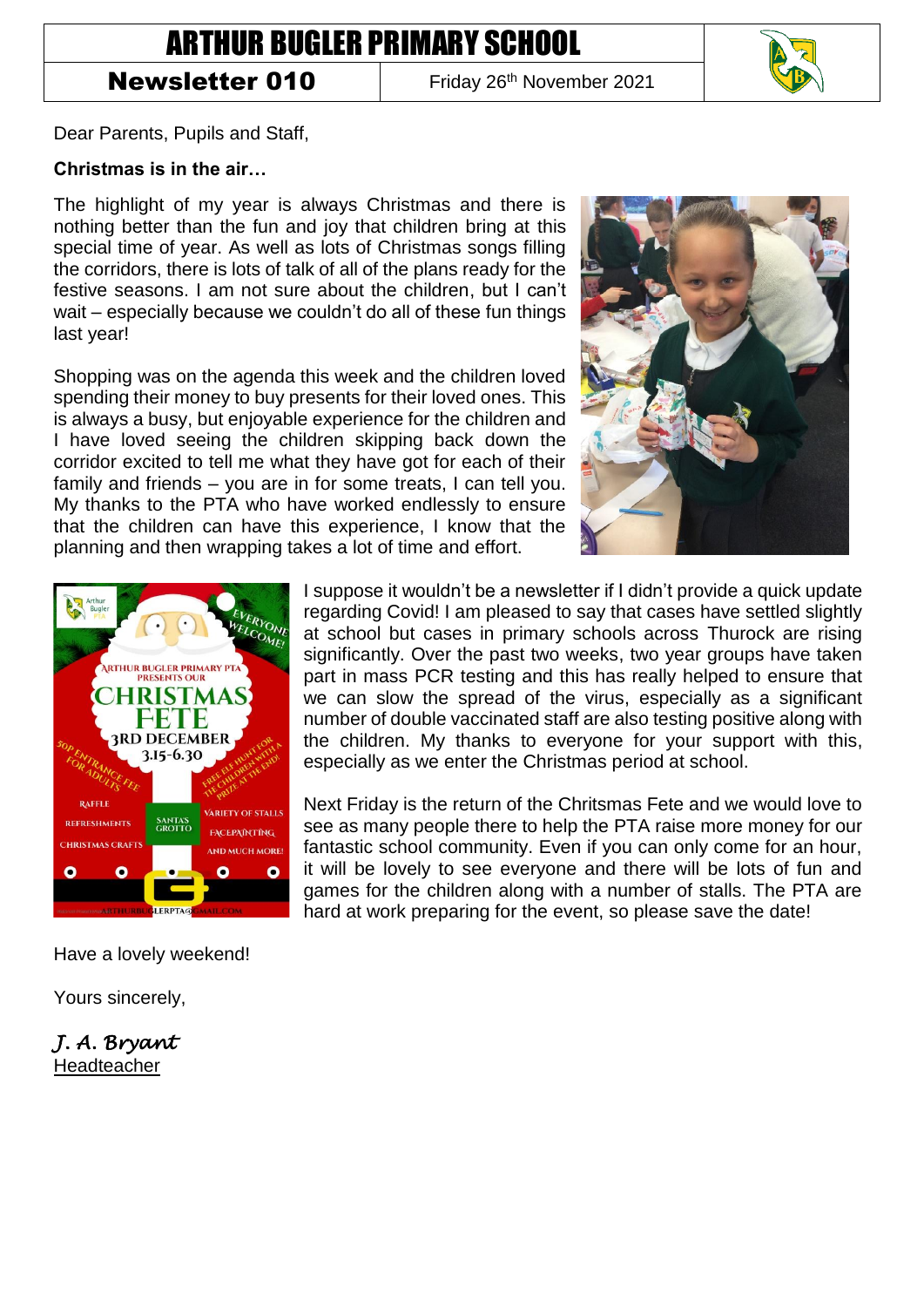# ARTHUR BUGLER PRIMARY SCHOOL

**Newsletter 010** | Friday 26th November 2021

Dear Parents, Pupils and Staff,

**Christmas is in the air…**

The highlight of my year is always Christmas and there is nothing better than the fun and joy that children bring at this special time of year. As well as lots of Christmas songs filling the corridors, there is lots of talk of all of the plans ready for the festive seasons. I am not sure about the children, but I can't wait – especially because we couldn't do all of these fun things last year!

Shopping was on the agenda this week and the children loved spending their money to buy presents for their loved ones. This is always a busy, but enjoyable experience for the children and I have loved seeing the children skipping back down the corridor excited to tell me what they have got for each of their family and friends – you are in for some treats, I can tell you. My thanks to the PTA who have worked endlessly to ensure that the children can have this experience, I know that the planning and then wrapping takes a lot of time and effort.

I suppose it wouldn't be a newsletter if I didn't provide a quick update regarding Covid! I am pleased to say that cases have settled slightly at school but cases in primary schools across Thurock are rising significantly. Over the past two weeks, two year groups have taken part in mass PCR testing and this has really helped to ensure that we can slow the spread of the virus, especially as a significant number of double vaccinated staff are also testing positive along with the children. My thanks to everyone for your support with this, especially as we enter the Christmas period at school.

Next Friday is the return of the Chritsmas Fete and we would love to see as many people there to help the PTA raise more money for our fantastic school community. Even if you can only come for an hour, it will be lovely to see everyone and there will be lots of fun and games for the children along with a number of stalls. The PTA are hard at work preparing for the event, so please save the date!

Have a lovely weekend!

Yours sincerely,

*J. A. Bryant*
Headteacher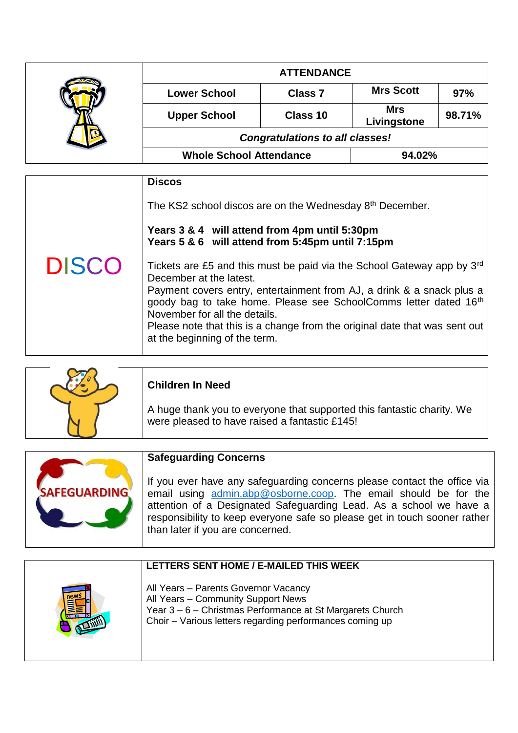## ATTENDANCE

| Lower School | Class 7 | Mrs Scott | 97% |
|---|---|---|---|
| Upper School | Class 10 | Mrs Livingstone | 98.71% |

***Congratulations to all classes!***

| Whole School Attendance | 94.02% |
|---|---|

DISCO

### Discos

The KS2 school discos are on the Wednesday 8th December.

**Years 3 & 4 will attend from 4pm until 5:30pm**
**Years 5 & 6 will attend from 5:45pm until 7:15pm**

Tickets are £5 and this must be paid via the School Gateway app by 3rd December at the latest.
Payment covers entry, entertainment from AJ, a drink & a snack plus a goody bag to take home. Please see SchoolComms letter dated 16th November for all the details.
Please note that this is a change from the original date that was sent out at the beginning of the term.

### Children In Need

A huge thank you to everyone that supported this fantastic charity. We were pleased to have raised a fantastic £145!

SAFEGUARDING

### Safeguarding Concerns

If you ever have any safeguarding concerns please contact the office via email using admin.abp@osborne.coop. The email should be for the attention of a Designated Safeguarding Lead. As a school we have a responsibility to keep everyone safe so please get in touch sooner rather than later if you are concerned.

### LETTERS SENT HOME / E-MAILED THIS WEEK

All Years – Parents Governor Vacancy
All Years – Community Support News
Year 3 – 6 – Christmas Performance at St Margarets Church
Choir – Various letters regarding performances coming up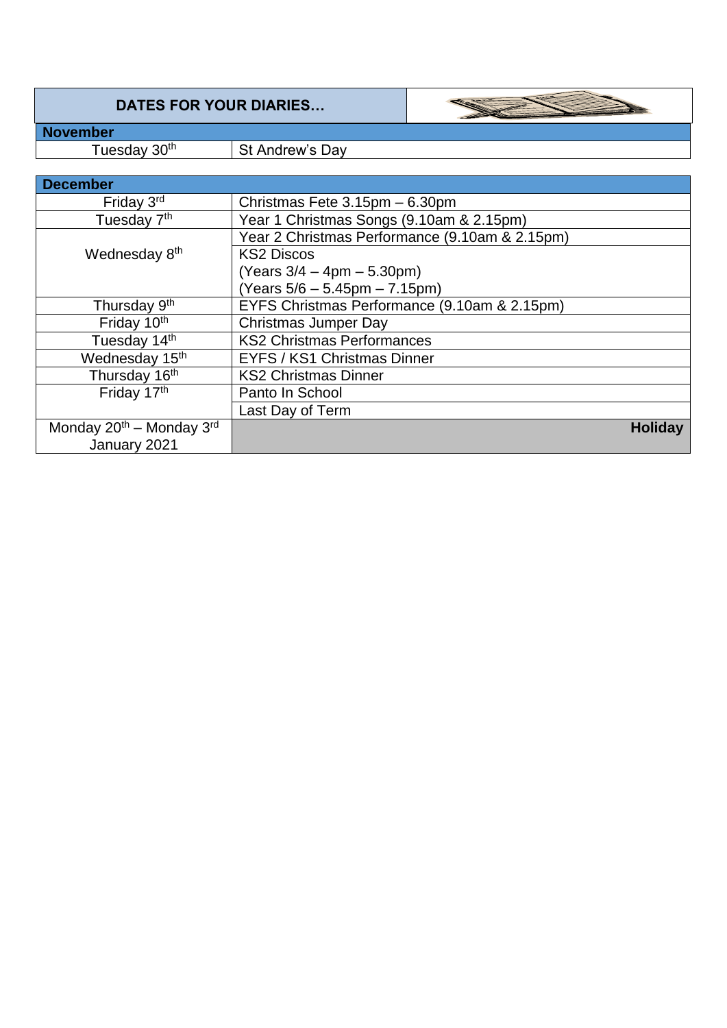## DATES FOR YOUR DIARIES…

| November | |
|---|---|
| Tuesday 30th | St Andrew's Day |

| December | |
|---|---|
| Friday 3rd | Christmas Fete 3.15pm – 6.30pm |
| Tuesday 7th | Year 1 Christmas Songs (9.10am & 2.15pm) |
| Wednesday 8th | Year 2 Christmas Performance (9.10am & 2.15pm) |
| | KS2 Discos (Years 3/4 – 4pm – 5.30pm) (Years 5/6 – 5.45pm – 7.15pm) |
| Thursday 9th | EYFS Christmas Performance (9.10am & 2.15pm) |
| Friday 10th | Christmas Jumper Day |
| Tuesday 14th | KS2 Christmas Performances |
| Wednesday 15th | EYFS / KS1 Christmas Dinner |
| Thursday 16th | KS2 Christmas Dinner |
| Friday 17th | Panto In School |
| | Last Day of Term |
| Monday 20th – Monday 3rd January 2021 | **Holiday** |